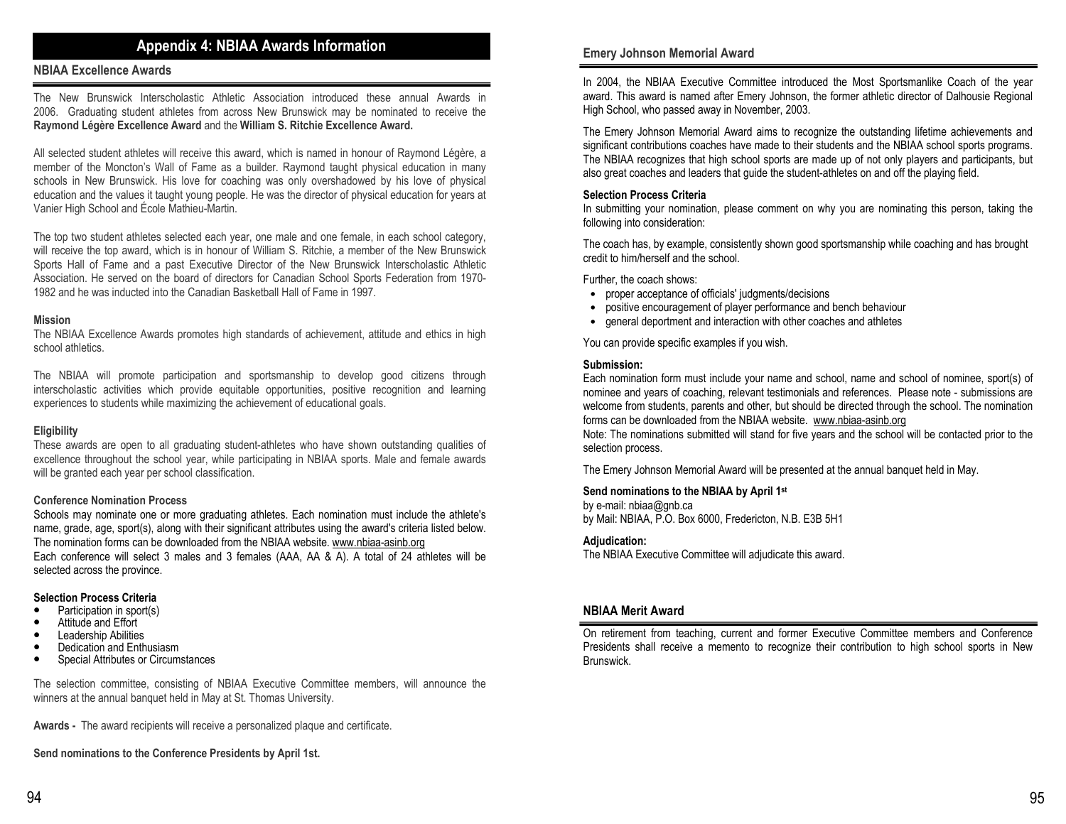# Appendix 4: NBIAA Awards Information

## NBIAA Excellence Awards

The New Brunswick Interscholastic Athletic Association introduced these annual Awards in 2006. Graduating student athletes from across New Brunswick may be nominated to receive the **Raymond Légère Excellence Award** and the **William S. Ritchie Excellence Award.**

All selected student athletes will receive this award, which is named in honour of Raymond Légère, a member of the Moncton's Wall of Fame as a builder. Raymond taught physical education in many schools in New Brunswick. His love for coaching was only overshadowed by his love of physical education and the values it taught young people. He was the director of physical education for years at Vanier High School and École Mathieu-Martin.

The top two student athletes selected each year, one male and one female, in each school category, will receive the top award, which is in honour of William S. Ritchie, a member of the New Brunswick Sports Hall of Fame and a past Executive Director of the New Brunswick Interscholastic Athletic Association. He served on the board of directors for Canadian School Sports Federation from 1970-1982 and he was inducted into the Canadian Basketball Hall of Fame in 1997.

**Mission**

The NBIAA Excellence Awards promotes high standards of achievement, attitude and ethics in high school athletics.

The NBIAA will promote participation and sportsmanship to develop good citizens through interscholastic activities which provide equitable opportunities, positive recognition and learning experiences to students while maximizing the achievement of educational goals.

**Eligibility**

These awards are open to all graduating student-athletes who have shown outstanding qualities of excellence throughout the school year, while participating in NBIAA sports. Male and female awards will be granted each year per school classification.

**Conference Nomination Process**

Schools may nominate one or more graduating athletes. Each nomination must include the athlete's name, grade, age, sport(s), along with their significant attributes using the award's criteria listed below. The nomination forms can be downloaded from the NBIAA website. www.nbiaa-asinb.org

Each conference will select 3 males and 3 females (AAA, AA & A). A total of 24 athletes will be selected across the province.

**Selection Process Criteria**

- Participation in sport(s)
- Attitude and Effort
- Leadership Abilities
- Dedication and Enthusiasm
- Special Attributes or Circumstances

The selection committee, consisting of NBIAA Executive Committee members, will announce the winners at the annual banquet held in May at St. Thomas University.

**Awards -** The award recipients will receive a personalized plaque and certificate.

**Send nominations to the Conference Presidents by April 1st.**

## Emery Johnson Memorial Award

In 2004, the NBIAA Executive Committee introduced the Most Sportsmanlike Coach of the year award. This award is named after Emery Johnson, the former athletic director of Dalhousie Regional High School, who passed away in November, 2003.

The Emery Johnson Memorial Award aims to recognize the outstanding lifetime achievements and significant contributions coaches have made to their students and the NBIAA school sports programs. The NBIAA recognizes that high school sports are made up of not only players and participants, but also great coaches and leaders that guide the student-athletes on and off the playing field.

**Selection Process Criteria**

In submitting your nomination, please comment on why you are nominating this person, taking the following into consideration:

The coach has, by example, consistently shown good sportsmanship while coaching and has brought credit to him/herself and the school.

Further, the coach shows:

- proper acceptance of officials' judgments/decisions
- positive encouragement of player performance and bench behaviour
- general deportment and interaction with other coaches and athletes

You can provide specific examples if you wish.

**Submission:**

Each nomination form must include your name and school, name and school of nominee, sport(s) of nominee and years of coaching, relevant testimonials and references. Please note - submissions are welcome from students, parents and other, but should be directed through the school. The nomination forms can be downloaded from the NBIAA website. www.nbiaa-asinb.org

Note: The nominations submitted will stand for five years and the school will be contacted prior to the selection process.

The Emery Johnson Memorial Award will be presented at the annual banquet held in May.

**Send nominations to the NBIAA by April 1st**

by e-mail: nbiaa@gnb.ca

by Mail: NBIAA, P.O. Box 6000, Fredericton, N.B. E3B 5H1

**Adjudication:**

The NBIAA Executive Committee will adjudicate this award.

## NBIAA Merit Award

On retirement from teaching, current and former Executive Committee members and Conference Presidents shall receive a memento to recognize their contribution to high school sports in New Brunswick.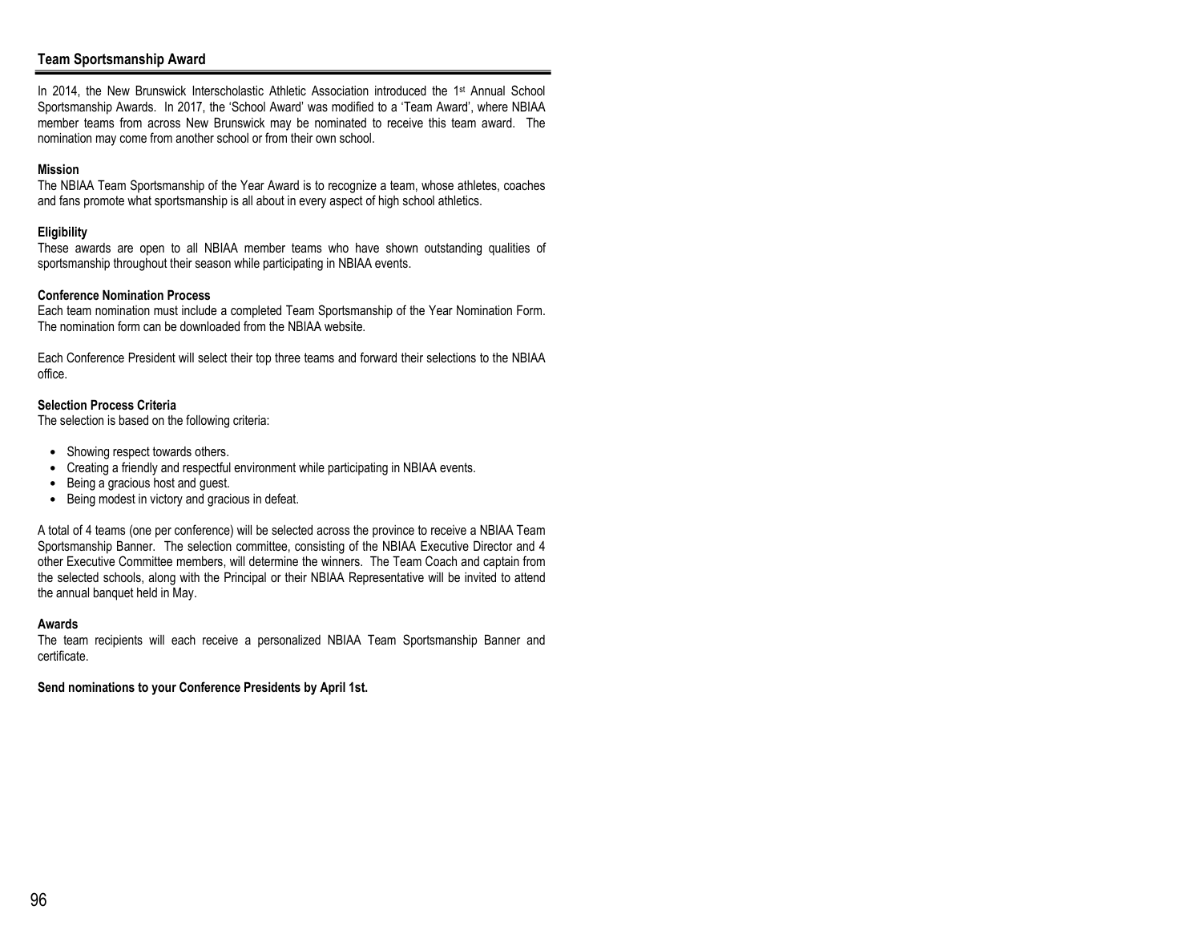## Team Sportsmanship Award

In 2014, the New Brunswick Interscholastic Athletic Association introduced the 1st Annual School Sportsmanship Awards. In 2017, the 'School Award' was modified to a 'Team Award', where NBIAA member teams from across New Brunswick may be nominated to receive this team award. The nomination may come from another school or from their own school.

**Mission**

The NBIAA Team Sportsmanship of the Year Award is to recognize a team, whose athletes, coaches and fans promote what sportsmanship is all about in every aspect of high school athletics.

**Eligibility**

These awards are open to all NBIAA member teams who have shown outstanding qualities of sportsmanship throughout their season while participating in NBIAA events.

**Conference Nomination Process**

Each team nomination must include a completed Team Sportsmanship of the Year Nomination Form. The nomination form can be downloaded from the NBIAA website.

Each Conference President will select their top three teams and forward their selections to the NBIAA office.

**Selection Process Criteria**

The selection is based on the following criteria:

- Showing respect towards others.
- Creating a friendly and respectful environment while participating in NBIAA events.
- Being a gracious host and guest.
- Being modest in victory and gracious in defeat.

A total of 4 teams (one per conference) will be selected across the province to receive a NBIAA Team Sportsmanship Banner. The selection committee, consisting of the NBIAA Executive Director and 4 other Executive Committee members, will determine the winners. The Team Coach and captain from the selected schools, along with the Principal or their NBIAA Representative will be invited to attend the annual banquet held in May.

**Awards**

The team recipients will each receive a personalized NBIAA Team Sportsmanship Banner and certificate.

**Send nominations to your Conference Presidents by April 1st.**